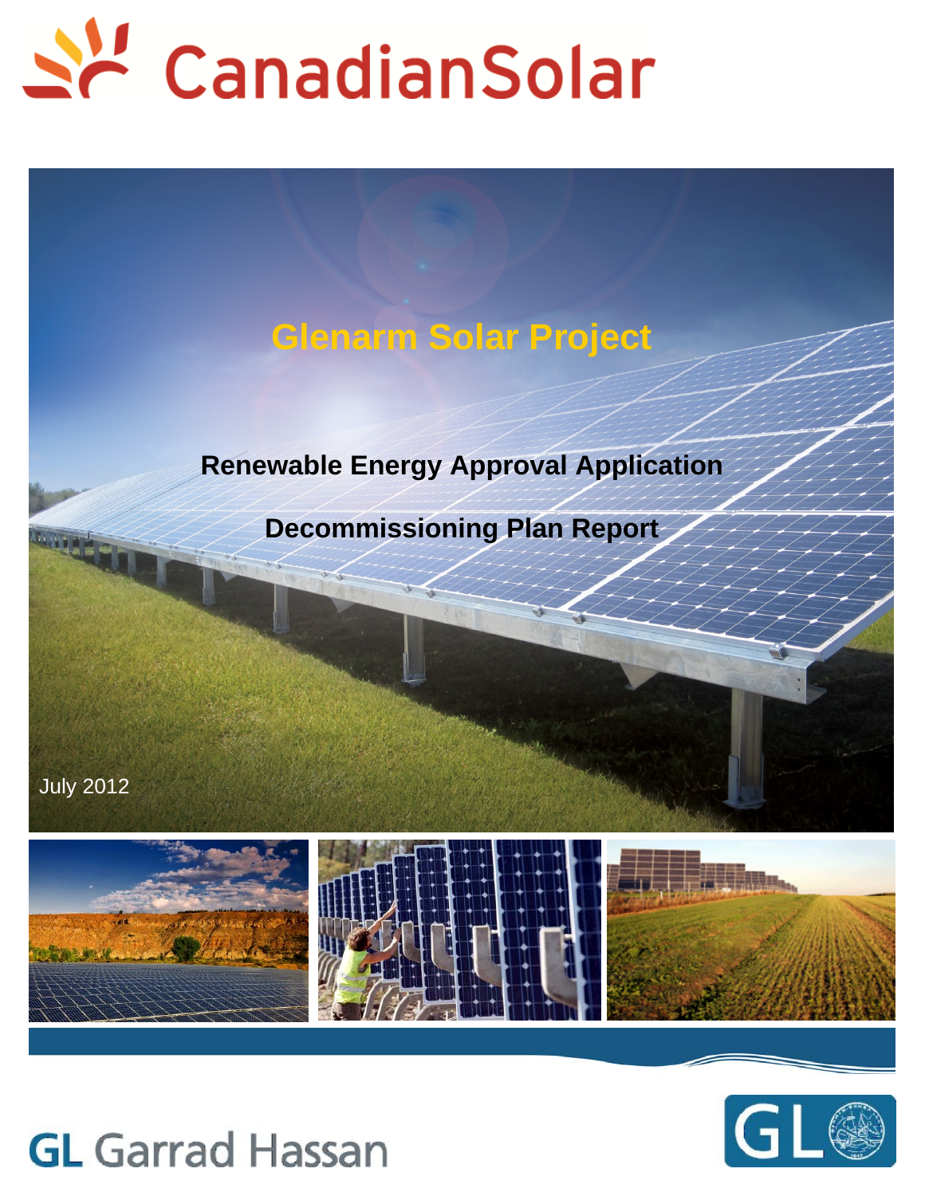CanadianSolar

# Glenarm Solar Project

## Renewable Energy Approval Application

## Decommissioning Plan Report

July 2012

GL Garrad Hassan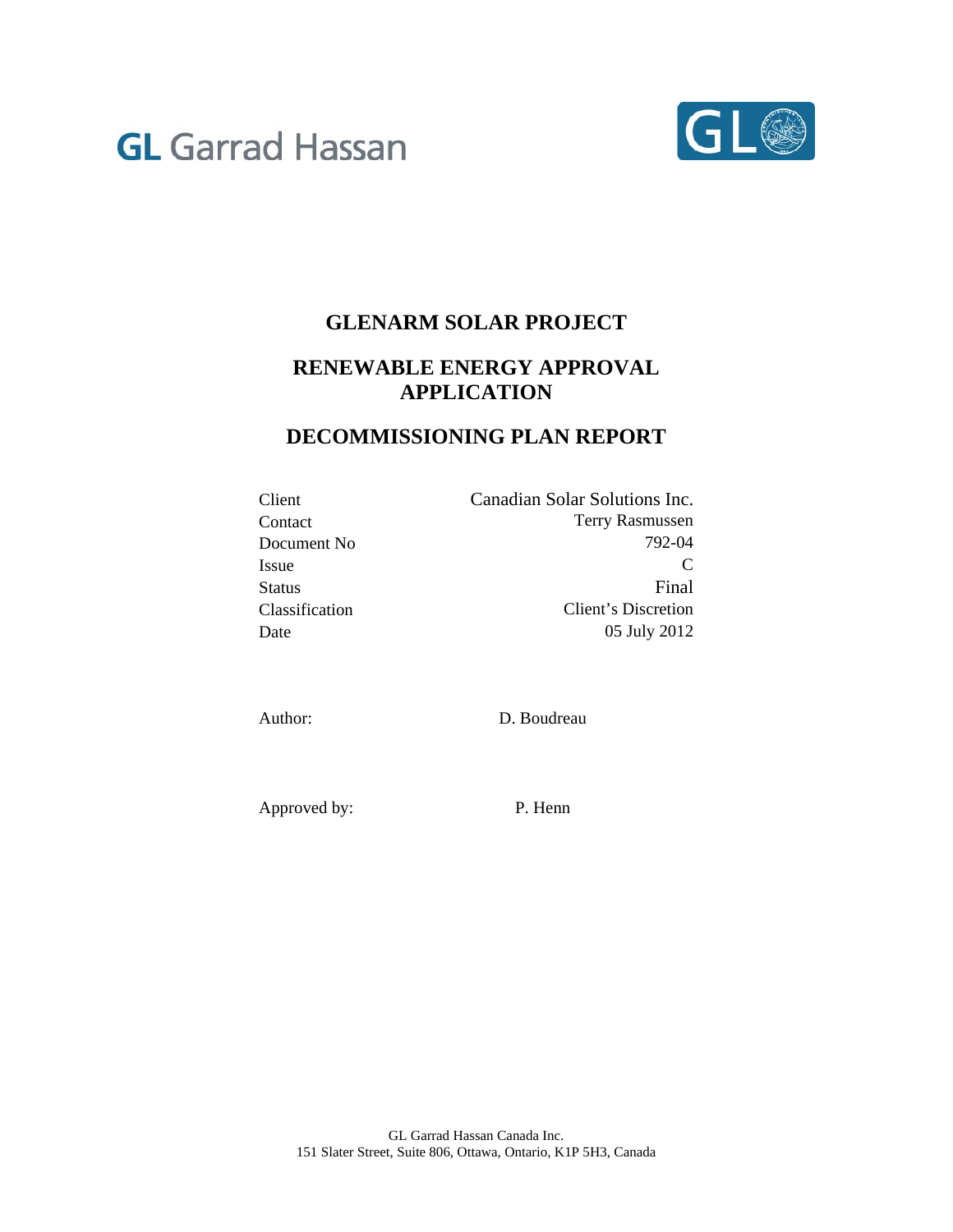GL Garrad Hassan

# GLENARM SOLAR PROJECT

## RENEWABLE ENERGY APPROVAL APPLICATION

## DECOMMISSIONING PLAN REPORT

| | |
|---|---|
| Client | Canadian Solar Solutions Inc. |
| Contact | Terry Rasmussen |
| Document No | 792-04 |
| Issue | C |
| Status | Final |
| Classification | Client's Discretion |
| Date | 05 July 2012 |

Author: D. Boudreau

Approved by: P. Henn

GL Garrad Hassan Canada Inc.
151 Slater Street, Suite 806, Ottawa, Ontario, K1P 5H3, Canada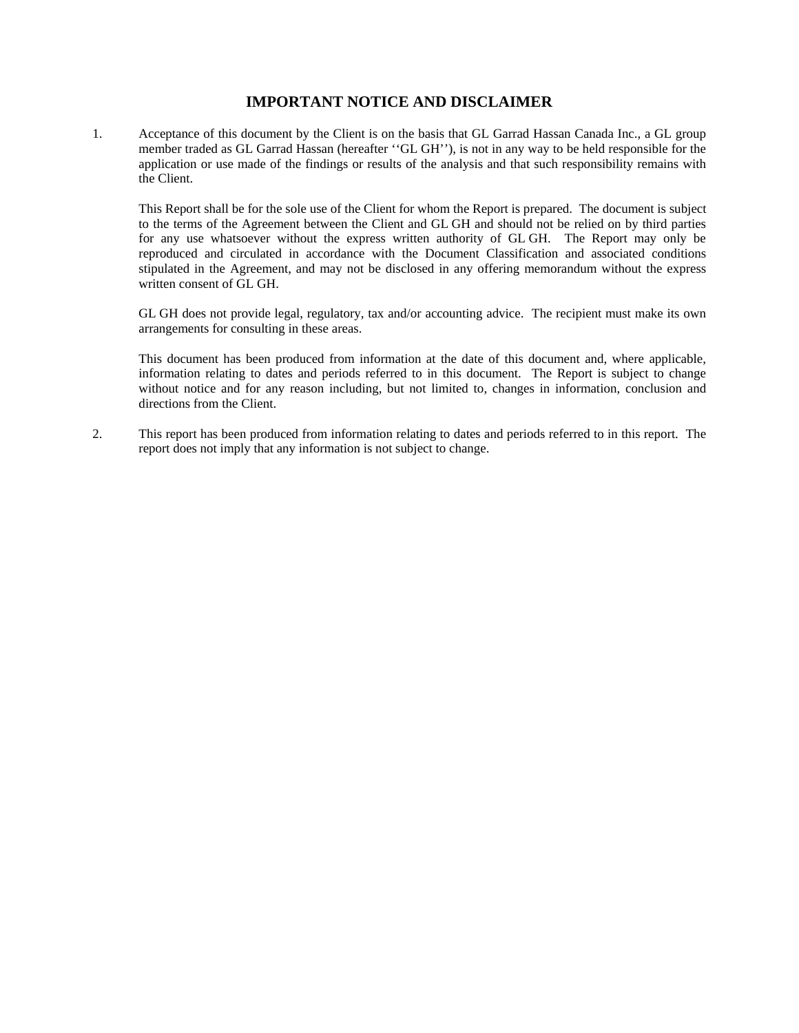# IMPORTANT NOTICE AND DISCLAIMER

1. Acceptance of this document by the Client is on the basis that GL Garrad Hassan Canada Inc., a GL group member traded as GL Garrad Hassan (hereafter ''GL GH''), is not in any way to be held responsible for the application or use made of the findings or results of the analysis and that such responsibility remains with the Client.

   This Report shall be for the sole use of the Client for whom the Report is prepared. The document is subject to the terms of the Agreement between the Client and GL GH and should not be relied on by third parties for any use whatsoever without the express written authority of GL GH. The Report may only be reproduced and circulated in accordance with the Document Classification and associated conditions stipulated in the Agreement, and may not be disclosed in any offering memorandum without the express written consent of GL GH.

   GL GH does not provide legal, regulatory, tax and/or accounting advice. The recipient must make its own arrangements for consulting in these areas.

   This document has been produced from information at the date of this document and, where applicable, information relating to dates and periods referred to in this document. The Report is subject to change without notice and for any reason including, but not limited to, changes in information, conclusion and directions from the Client.

2. This report has been produced from information relating to dates and periods referred to in this report. The report does not imply that any information is not subject to change.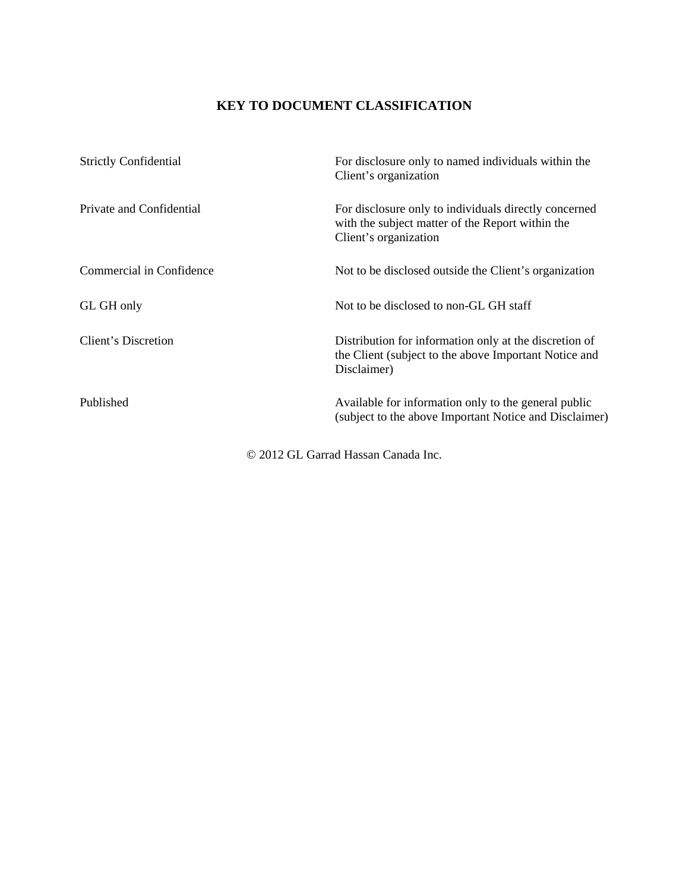## KEY TO DOCUMENT CLASSIFICATION

| | |
|---|---|
| Strictly Confidential | For disclosure only to named individuals within the Client's organization |
| Private and Confidential | For disclosure only to individuals directly concerned with the subject matter of the Report within the Client's organization |
| Commercial in Confidence | Not to be disclosed outside the Client's organization |
| GL GH only | Not to be disclosed to non-GL GH staff |
| Client's Discretion | Distribution for information only at the discretion of the Client (subject to the above Important Notice and Disclaimer) |
| Published | Available for information only to the general public (subject to the above Important Notice and Disclaimer) |

© 2012 GL Garrad Hassan Canada Inc.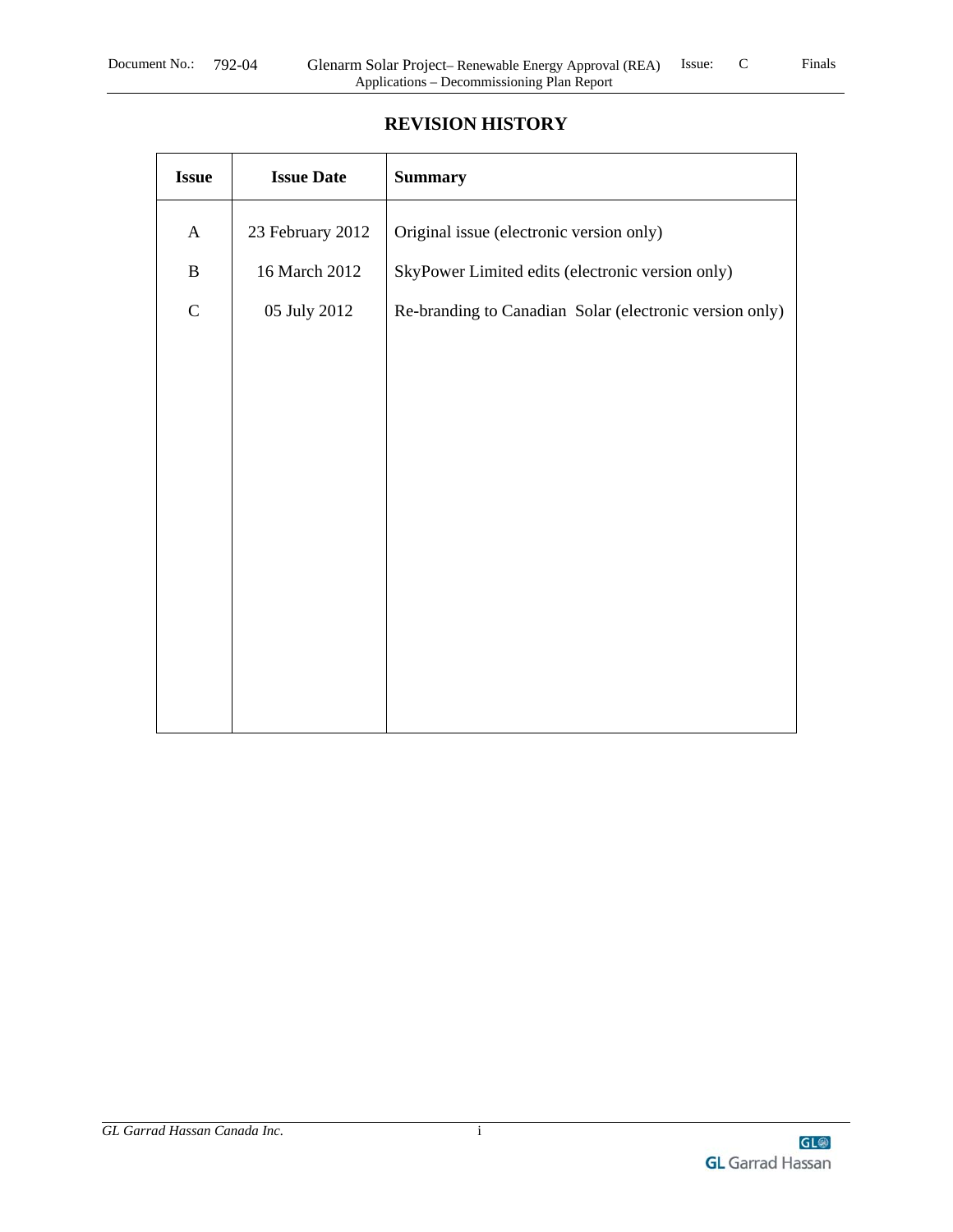# REVISION HISTORY

| Issue | Issue Date | Summary |
|---|---|---|
| A | 23 February 2012 | Original issue (electronic version only) |
| B | 16 March 2012 | SkyPower Limited edits (electronic version only) |
| C | 05 July 2012 | Re-branding to Canadian  Solar (electronic version only) |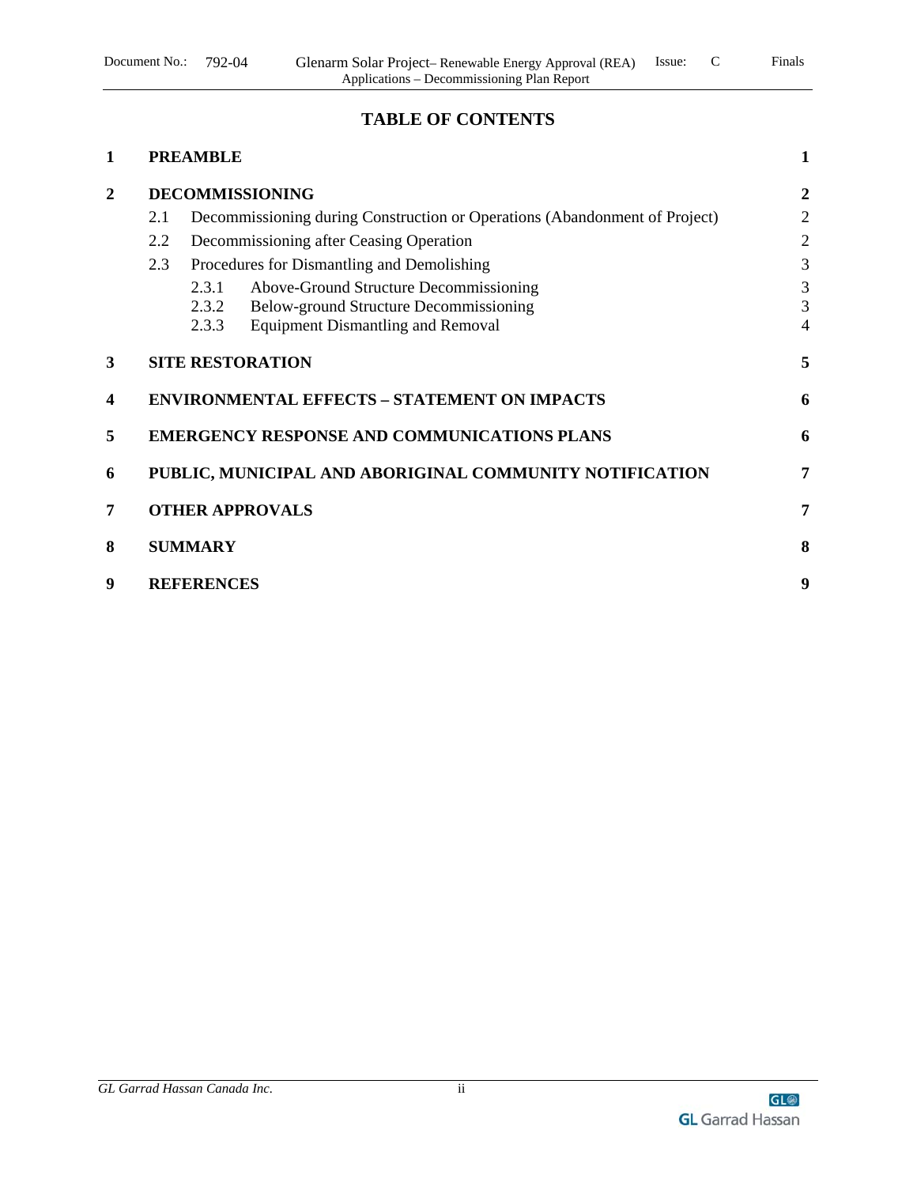# TABLE OF CONTENTS

| | | |
|---|---|---|
| **1** | **PREAMBLE** | **1** |
| **2** | **DECOMMISSIONING** | **2** |
| | 2.1 Decommissioning during Construction or Operations (Abandonment of Project) | 2 |
| | 2.2 Decommissioning after Ceasing Operation | 2 |
| | 2.3 Procedures for Dismantling and Demolishing | 3 |
| | 2.3.1 Above-Ground Structure Decommissioning | 3 |
| | 2.3.2 Below-ground Structure Decommissioning | 3 |
| | 2.3.3 Equipment Dismantling and Removal | 4 |
| **3** | **SITE RESTORATION** | **5** |
| **4** | **ENVIRONMENTAL EFFECTS – STATEMENT ON IMPACTS** | **6** |
| **5** | **EMERGENCY RESPONSE AND COMMUNICATIONS PLANS** | **6** |
| **6** | **PUBLIC, MUNICIPAL AND ABORIGINAL COMMUNITY NOTIFICATION** | **7** |
| **7** | **OTHER APPROVALS** | **7** |
| **8** | **SUMMARY** | **8** |
| **9** | **REFERENCES** | **9** |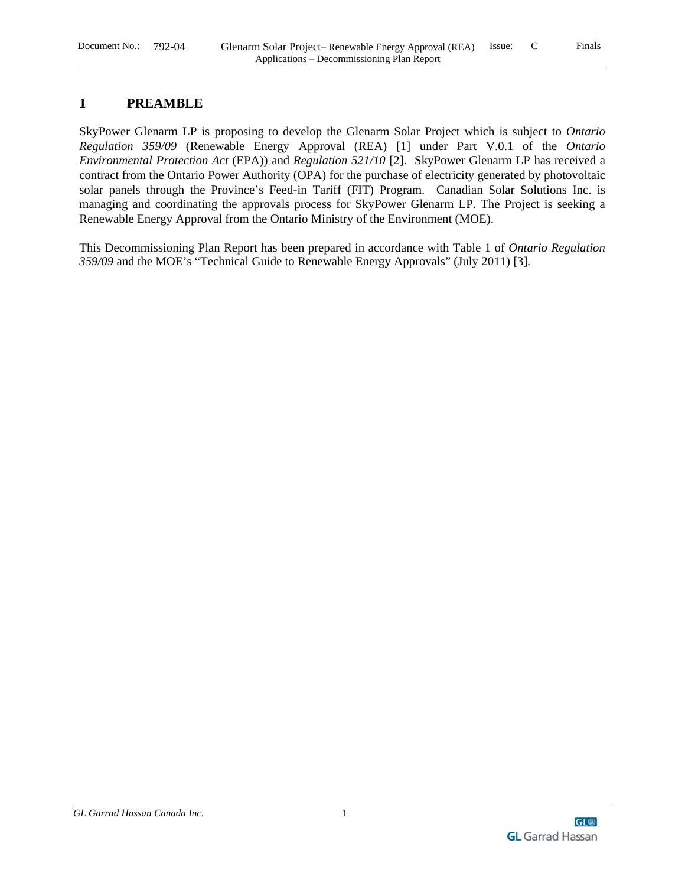# 1 PREAMBLE

SkyPower Glenarm LP is proposing to develop the Glenarm Solar Project which is subject to *Ontario Regulation 359/09* (Renewable Energy Approval (REA) [1] under Part V.0.1 of the *Ontario Environmental Protection Act* (EPA)) and *Regulation 521/10* [2]. SkyPower Glenarm LP has received a contract from the Ontario Power Authority (OPA) for the purchase of electricity generated by photovoltaic solar panels through the Province's Feed-in Tariff (FIT) Program. Canadian Solar Solutions Inc. is managing and coordinating the approvals process for SkyPower Glenarm LP. The Project is seeking a Renewable Energy Approval from the Ontario Ministry of the Environment (MOE).

This Decommissioning Plan Report has been prepared in accordance with Table 1 of *Ontario Regulation 359/09* and the MOE's "Technical Guide to Renewable Energy Approvals" (July 2011) [3].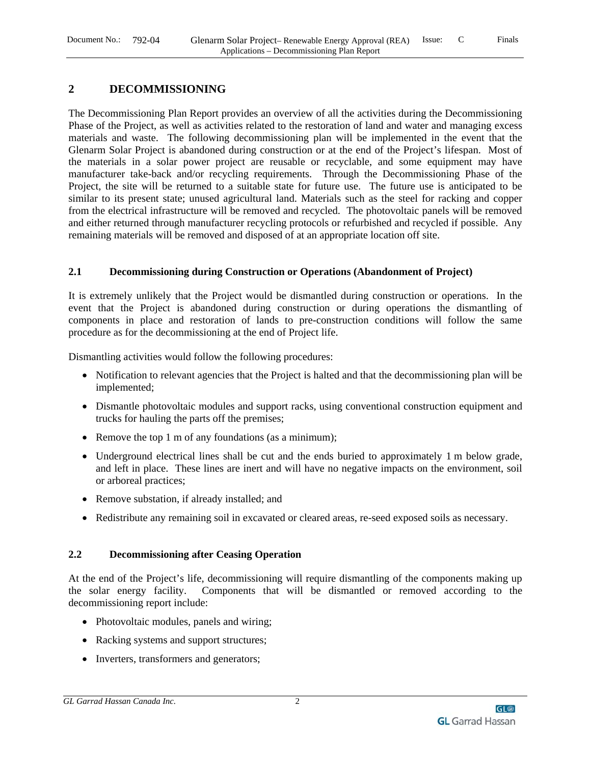# 2 DECOMMISSIONING

The Decommissioning Plan Report provides an overview of all the activities during the Decommissioning Phase of the Project, as well as activities related to the restoration of land and water and managing excess materials and waste. The following decommissioning plan will be implemented in the event that the Glenarm Solar Project is abandoned during construction or at the end of the Project's lifespan. Most of the materials in a solar power project are reusable or recyclable, and some equipment may have manufacturer take-back and/or recycling requirements. Through the Decommissioning Phase of the Project, the site will be returned to a suitable state for future use. The future use is anticipated to be similar to its present state; unused agricultural land. Materials such as the steel for racking and copper from the electrical infrastructure will be removed and recycled. The photovoltaic panels will be removed and either returned through manufacturer recycling protocols or refurbished and recycled if possible. Any remaining materials will be removed and disposed of at an appropriate location off site.

## 2.1 Decommissioning during Construction or Operations (Abandonment of Project)

It is extremely unlikely that the Project would be dismantled during construction or operations. In the event that the Project is abandoned during construction or during operations the dismantling of components in place and restoration of lands to pre-construction conditions will follow the same procedure as for the decommissioning at the end of Project life.

Dismantling activities would follow the following procedures:

- Notification to relevant agencies that the Project is halted and that the decommissioning plan will be implemented;
- Dismantle photovoltaic modules and support racks, using conventional construction equipment and trucks for hauling the parts off the premises;
- Remove the top 1 m of any foundations (as a minimum);
- Underground electrical lines shall be cut and the ends buried to approximately 1 m below grade, and left in place. These lines are inert and will have no negative impacts on the environment, soil or arboreal practices;
- Remove substation, if already installed; and
- Redistribute any remaining soil in excavated or cleared areas, re-seed exposed soils as necessary.

## 2.2 Decommissioning after Ceasing Operation

At the end of the Project's life, decommissioning will require dismantling of the components making up the solar energy facility. Components that will be dismantled or removed according to the decommissioning report include:

- Photovoltaic modules, panels and wiring;
- Racking systems and support structures;
- Inverters, transformers and generators;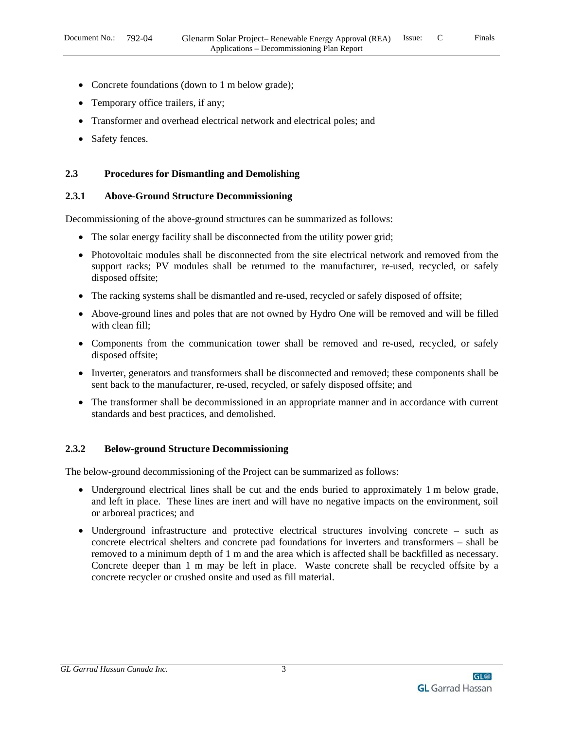- Concrete foundations (down to 1 m below grade);
- Temporary office trailers, if any;
- Transformer and overhead electrical network and electrical poles; and
- Safety fences.

## 2.3 Procedures for Dismantling and Demolishing

### 2.3.1 Above-Ground Structure Decommissioning

Decommissioning of the above-ground structures can be summarized as follows:

- The solar energy facility shall be disconnected from the utility power grid;
- Photovoltaic modules shall be disconnected from the site electrical network and removed from the support racks; PV modules shall be returned to the manufacturer, re-used, recycled, or safely disposed offsite;
- The racking systems shall be dismantled and re-used, recycled or safely disposed of offsite;
- Above-ground lines and poles that are not owned by Hydro One will be removed and will be filled with clean fill;
- Components from the communication tower shall be removed and re-used, recycled, or safely disposed offsite;
- Inverter, generators and transformers shall be disconnected and removed; these components shall be sent back to the manufacturer, re-used, recycled, or safely disposed offsite; and
- The transformer shall be decommissioned in an appropriate manner and in accordance with current standards and best practices, and demolished.

### 2.3.2 Below-ground Structure Decommissioning

The below-ground decommissioning of the Project can be summarized as follows:

- Underground electrical lines shall be cut and the ends buried to approximately 1 m below grade, and left in place. These lines are inert and will have no negative impacts on the environment, soil or arboreal practices; and
- Underground infrastructure and protective electrical structures involving concrete – such as concrete electrical shelters and concrete pad foundations for inverters and transformers – shall be removed to a minimum depth of 1 m and the area which is affected shall be backfilled as necessary. Concrete deeper than 1 m may be left in place. Waste concrete shall be recycled offsite by a concrete recycler or crushed onsite and used as fill material.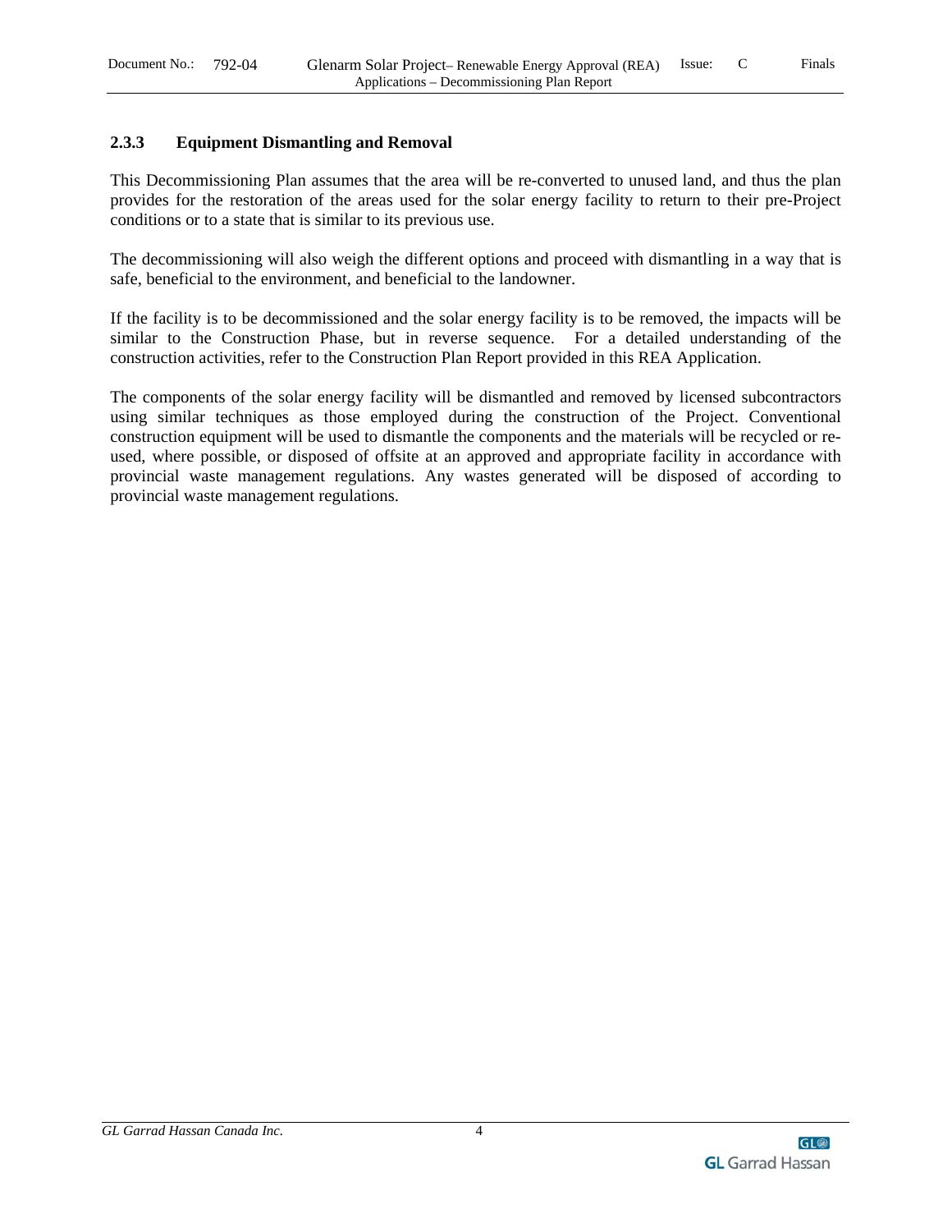### 2.3.3 Equipment Dismantling and Removal

This Decommissioning Plan assumes that the area will be re-converted to unused land, and thus the plan provides for the restoration of the areas used for the solar energy facility to return to their pre-Project conditions or to a state that is similar to its previous use.

The decommissioning will also weigh the different options and proceed with dismantling in a way that is safe, beneficial to the environment, and beneficial to the landowner.

If the facility is to be decommissioned and the solar energy facility is to be removed, the impacts will be similar to the Construction Phase, but in reverse sequence. For a detailed understanding of the construction activities, refer to the Construction Plan Report provided in this REA Application.

The components of the solar energy facility will be dismantled and removed by licensed subcontractors using similar techniques as those employed during the construction of the Project. Conventional construction equipment will be used to dismantle the components and the materials will be recycled or re-used, where possible, or disposed of offsite at an approved and appropriate facility in accordance with provincial waste management regulations. Any wastes generated will be disposed of according to provincial waste management regulations.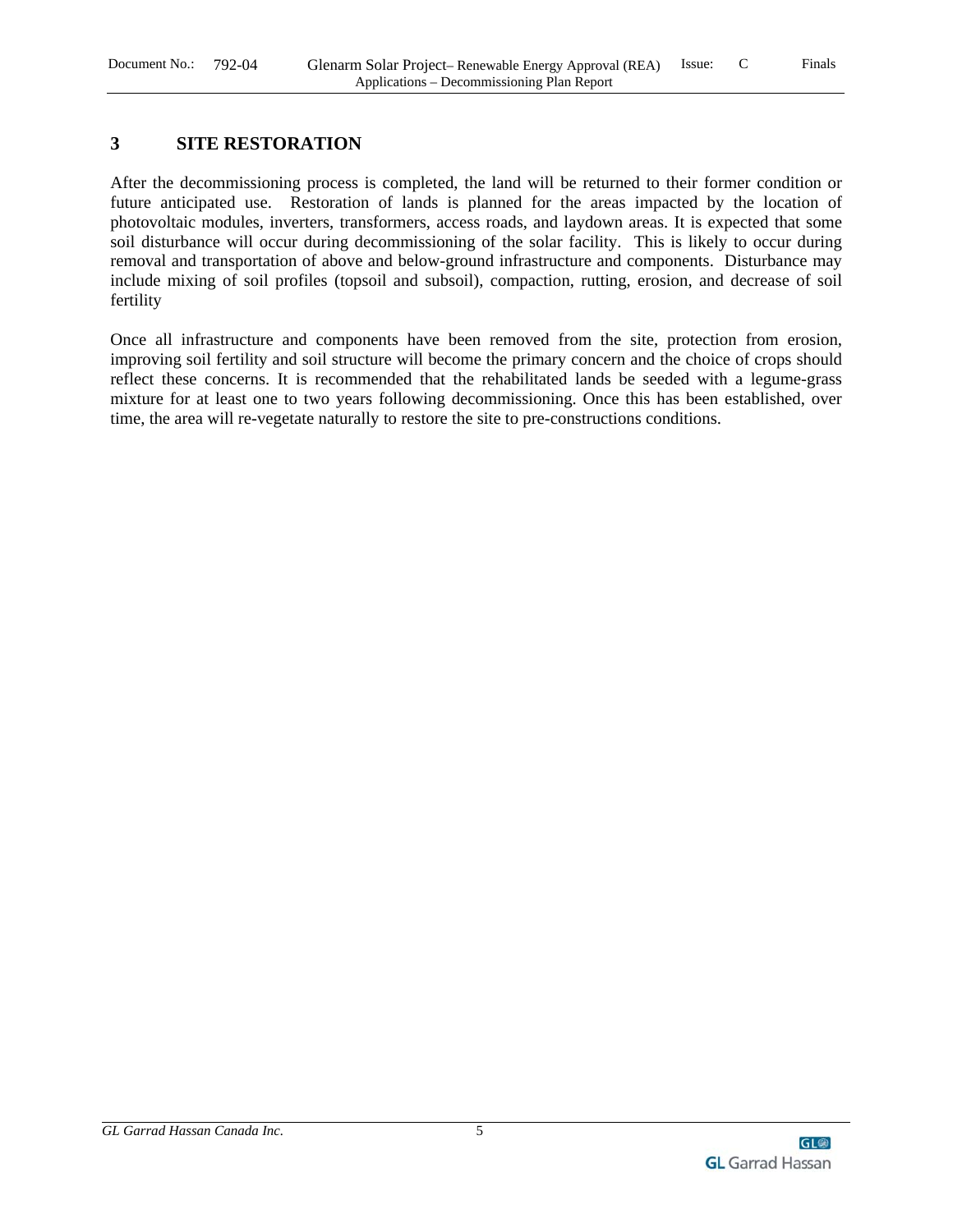# 3 SITE RESTORATION

After the decommissioning process is completed, the land will be returned to their former condition or future anticipated use. Restoration of lands is planned for the areas impacted by the location of photovoltaic modules, inverters, transformers, access roads, and laydown areas. It is expected that some soil disturbance will occur during decommissioning of the solar facility. This is likely to occur during removal and transportation of above and below-ground infrastructure and components. Disturbance may include mixing of soil profiles (topsoil and subsoil), compaction, rutting, erosion, and decrease of soil fertility

Once all infrastructure and components have been removed from the site, protection from erosion, improving soil fertility and soil structure will become the primary concern and the choice of crops should reflect these concerns. It is recommended that the rehabilitated lands be seeded with a legume-grass mixture for at least one to two years following decommissioning. Once this has been established, over time, the area will re-vegetate naturally to restore the site to pre-constructions conditions.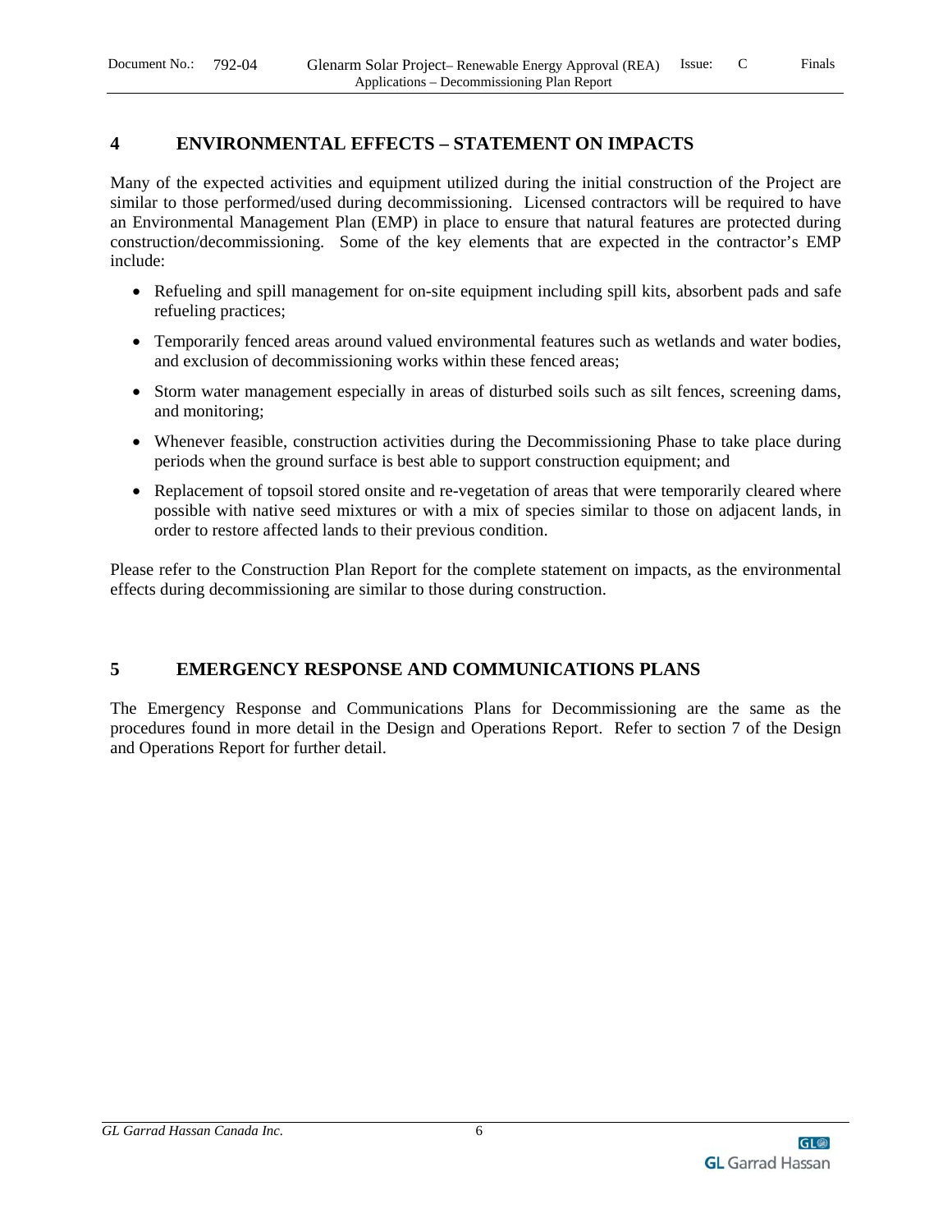## 4 ENVIRONMENTAL EFFECTS – STATEMENT ON IMPACTS

Many of the expected activities and equipment utilized during the initial construction of the Project are similar to those performed/used during decommissioning. Licensed contractors will be required to have an Environmental Management Plan (EMP) in place to ensure that natural features are protected during construction/decommissioning. Some of the key elements that are expected in the contractor's EMP include:

- Refueling and spill management for on-site equipment including spill kits, absorbent pads and safe refueling practices;
- Temporarily fenced areas around valued environmental features such as wetlands and water bodies, and exclusion of decommissioning works within these fenced areas;
- Storm water management especially in areas of disturbed soils such as silt fences, screening dams, and monitoring;
- Whenever feasible, construction activities during the Decommissioning Phase to take place during periods when the ground surface is best able to support construction equipment; and
- Replacement of topsoil stored onsite and re-vegetation of areas that were temporarily cleared where possible with native seed mixtures or with a mix of species similar to those on adjacent lands, in order to restore affected lands to their previous condition.

Please refer to the Construction Plan Report for the complete statement on impacts, as the environmental effects during decommissioning are similar to those during construction.

## 5 EMERGENCY RESPONSE AND COMMUNICATIONS PLANS

The Emergency Response and Communications Plans for Decommissioning are the same as the procedures found in more detail in the Design and Operations Report. Refer to section 7 of the Design and Operations Report for further detail.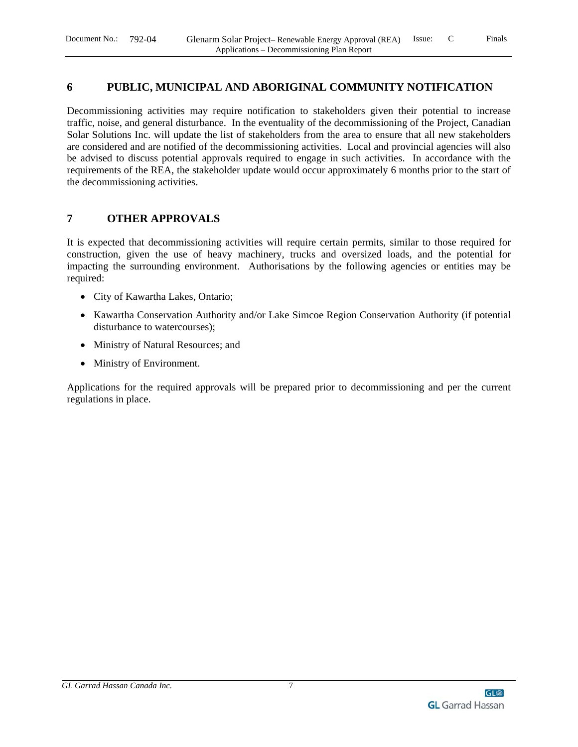## 6 PUBLIC, MUNICIPAL AND ABORIGINAL COMMUNITY NOTIFICATION

Decommissioning activities may require notification to stakeholders given their potential to increase traffic, noise, and general disturbance. In the eventuality of the decommissioning of the Project, Canadian Solar Solutions Inc. will update the list of stakeholders from the area to ensure that all new stakeholders are considered and are notified of the decommissioning activities. Local and provincial agencies will also be advised to discuss potential approvals required to engage in such activities. In accordance with the requirements of the REA, the stakeholder update would occur approximately 6 months prior to the start of the decommissioning activities.

## 7 OTHER APPROVALS

It is expected that decommissioning activities will require certain permits, similar to those required for construction, given the use of heavy machinery, trucks and oversized loads, and the potential for impacting the surrounding environment. Authorisations by the following agencies or entities may be required:

- City of Kawartha Lakes, Ontario;
- Kawartha Conservation Authority and/or Lake Simcoe Region Conservation Authority (if potential disturbance to watercourses);
- Ministry of Natural Resources; and
- Ministry of Environment.

Applications for the required approvals will be prepared prior to decommissioning and per the current regulations in place.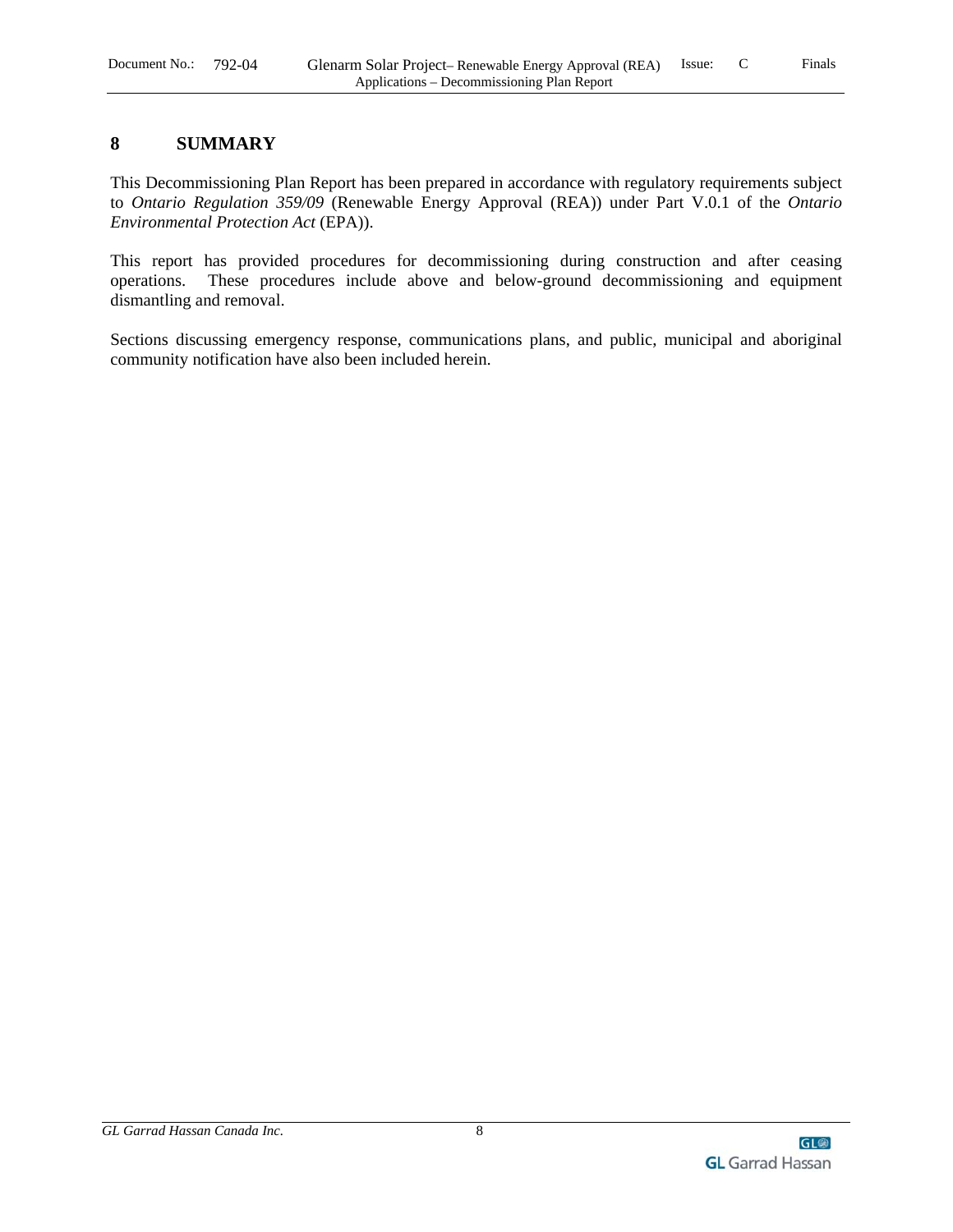# 8 SUMMARY

This Decommissioning Plan Report has been prepared in accordance with regulatory requirements subject to *Ontario Regulation 359/09* (Renewable Energy Approval (REA)) under Part V.0.1 of the *Ontario Environmental Protection Act* (EPA)).

This report has provided procedures for decommissioning during construction and after ceasing operations. These procedures include above and below-ground decommissioning and equipment dismantling and removal.

Sections discussing emergency response, communications plans, and public, municipal and aboriginal community notification have also been included herein.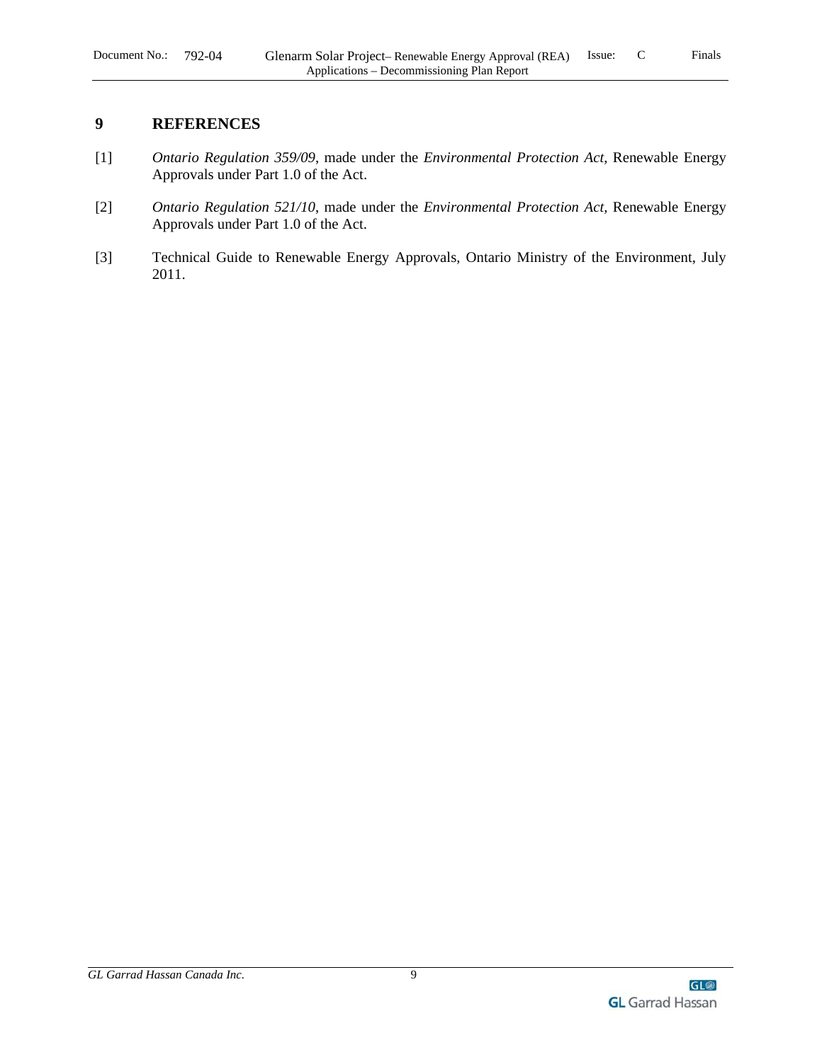# 9 REFERENCES

[1] *Ontario Regulation 359/09*, made under the *Environmental Protection Act*, Renewable Energy Approvals under Part 1.0 of the Act.

[2] *Ontario Regulation 521/10*, made under the *Environmental Protection Act*, Renewable Energy Approvals under Part 1.0 of the Act.

[3] Technical Guide to Renewable Energy Approvals, Ontario Ministry of the Environment, July 2011.